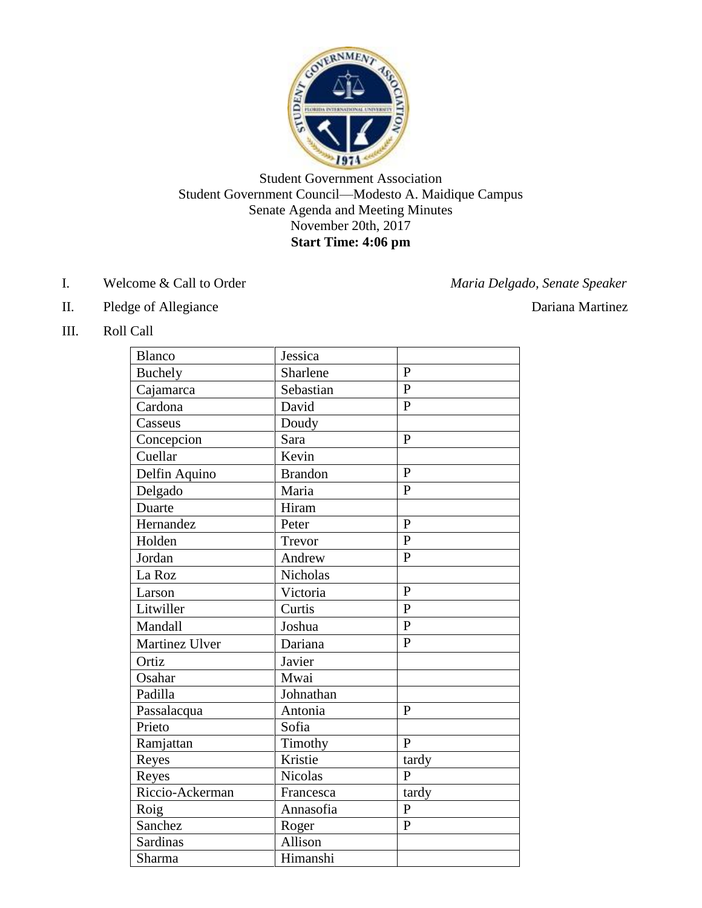Student Government Association
Student Government Council—Modesto A. Maidique Campus
Senate Agenda and Meeting Minutes
November 20th, 2017
**Start Time: 4:06 pm**

I. Welcome & Call to Order — *Maria Delgado, Senate Speaker*

II. Pledge of Allegiance — Dariana Martinez

III. Roll Call

| | | |
|---|---|---|
| Blanco | Jessica | |
| Buchely | Sharlene | P |
| Cajamarca | Sebastian | P |
| Cardona | David | P |
| Casseus | Doudy | |
| Concepcion | Sara | P |
| Cuellar | Kevin | |
| Delfin Aquino | Brandon | P |
| Delgado | Maria | P |
| Duarte | Hiram | |
| Hernandez | Peter | P |
| Holden | Trevor | P |
| Jordan | Andrew | P |
| La Roz | Nicholas | |
| Larson | Victoria | P |
| Litwiller | Curtis | P |
| Mandall | Joshua | P |
| Martinez Ulver | Dariana | P |
| Ortiz | Javier | |
| Osahar | Mwai | |
| Padilla | Johnathan | |
| Passalacqua | Antonia | P |
| Prieto | Sofia | |
| Ramjattan | Timothy | P |
| Reyes | Kristie | tardy |
| Reyes | Nicolas | P |
| Riccio-Ackerman | Francesca | tardy |
| Roig | Annasofia | P |
| Sanchez | Roger | P |
| Sardinas | Allison | |
| Sharma | Himanshi | |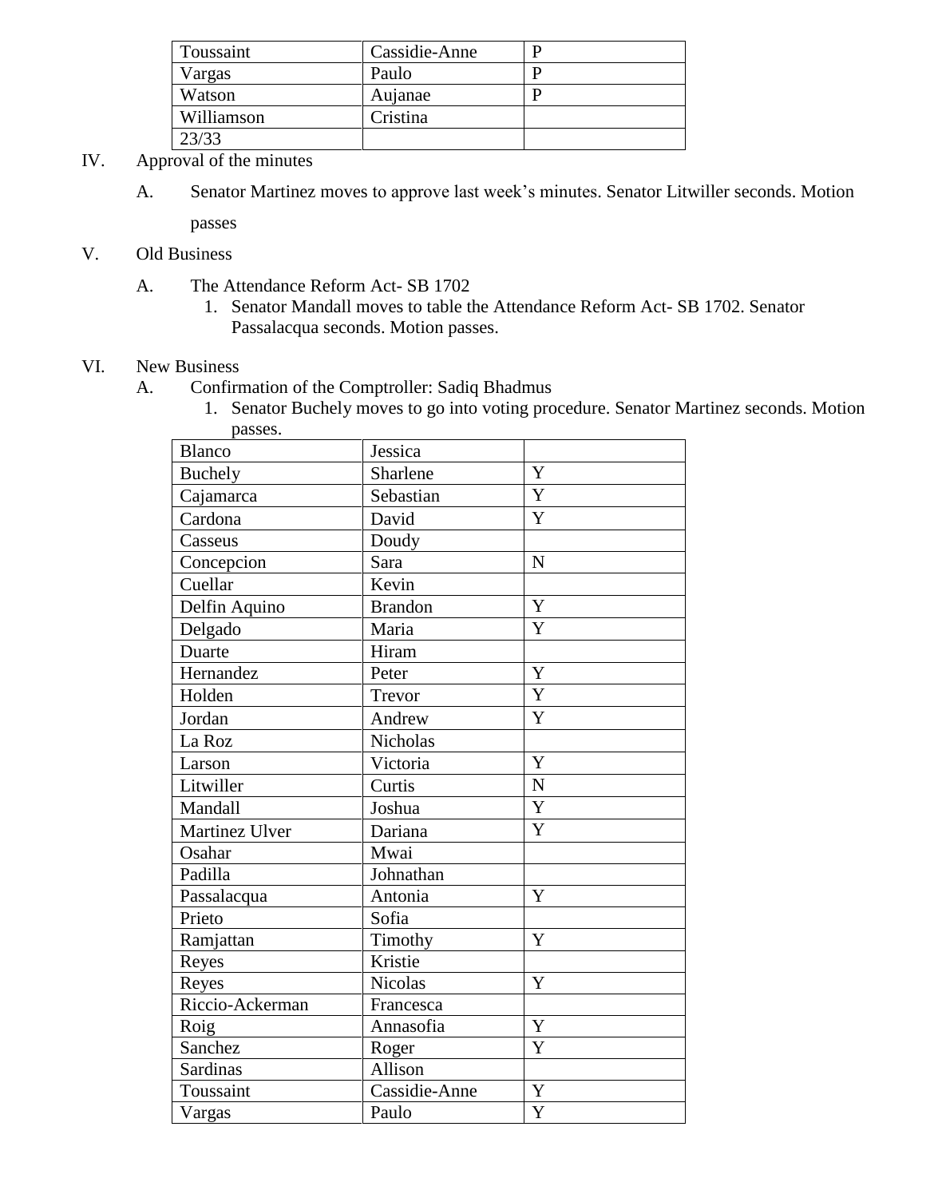| Toussaint | Cassidie-Anne | P |
|---|---|---|
| Vargas | Paulo | P |
| Watson | Aujanae | P |
| Williamson | Cristina | |
| 23/33 | | |

IV. Approval of the minutes

A. Senator Martinez moves to approve last week's minutes. Senator Litwiller seconds. Motion passes

V. Old Business

A. The Attendance Reform Act- SB 1702

1. Senator Mandall moves to table the Attendance Reform Act- SB 1702. Senator Passalacqua seconds. Motion passes.

VI. New Business

A. Confirmation of the Comptroller: Sadiq Bhadmus

1. Senator Buchely moves to go into voting procedure. Senator Martinez seconds. Motion passes.

| Blanco | Jessica | |
|---|---|---|
| Buchely | Sharlene | Y |
| Cajamarca | Sebastian | Y |
| Cardona | David | Y |
| Casseus | Doudy | |
| Concepcion | Sara | N |
| Cuellar | Kevin | |
| Delfin Aquino | Brandon | Y |
| Delgado | Maria | Y |
| Duarte | Hiram | |
| Hernandez | Peter | Y |
| Holden | Trevor | Y |
| Jordan | Andrew | Y |
| La Roz | Nicholas | |
| Larson | Victoria | Y |
| Litwiller | Curtis | N |
| Mandall | Joshua | Y |
| Martinez Ulver | Dariana | Y |
| Osahar | Mwai | |
| Padilla | Johnathan | |
| Passalacqua | Antonia | Y |
| Prieto | Sofia | |
| Ramjattan | Timothy | Y |
| Reyes | Kristie | |
| Reyes | Nicolas | Y |
| Riccio-Ackerman | Francesca | |
| Roig | Annasofia | Y |
| Sanchez | Roger | Y |
| Sardinas | Allison | |
| Toussaint | Cassidie-Anne | Y |
| Vargas | Paulo | Y |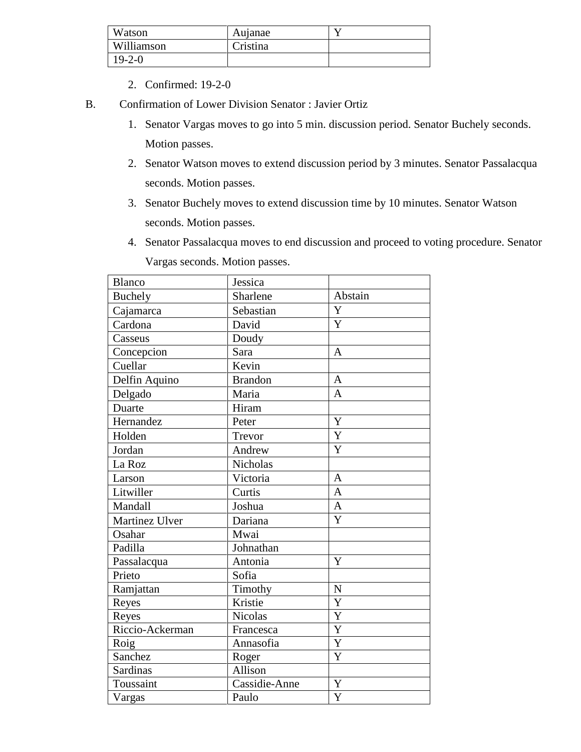| Watson | Aujanae | Y |
| --- | --- | --- |
| Williamson | Cristina | |
| 19-2-0 | | |

2. Confirmed: 19-2-0

B. Confirmation of Lower Division Senator : Javier Ortiz

1. Senator Vargas moves to go into 5 min. discussion period. Senator Buchely seconds. Motion passes.
2. Senator Watson moves to extend discussion period by 3 minutes. Senator Passalacqua seconds. Motion passes.
3. Senator Buchely moves to extend discussion time by 10 minutes. Senator Watson seconds. Motion passes.
4. Senator Passalacqua moves to end discussion and proceed to voting procedure. Senator Vargas seconds. Motion passes.

| Blanco | Jessica | |
| --- | --- | --- |
| Buchely | Sharlene | Abstain |
| Cajamarca | Sebastian | Y |
| Cardona | David | Y |
| Casseus | Doudy | |
| Concepcion | Sara | A |
| Cuellar | Kevin | |
| Delfin Aquino | Brandon | A |
| Delgado | Maria | A |
| Duarte | Hiram | |
| Hernandez | Peter | Y |
| Holden | Trevor | Y |
| Jordan | Andrew | Y |
| La Roz | Nicholas | |
| Larson | Victoria | A |
| Litwiller | Curtis | A |
| Mandall | Joshua | A |
| Martinez Ulver | Dariana | Y |
| Osahar | Mwai | |
| Padilla | Johnathan | |
| Passalacqua | Antonia | Y |
| Prieto | Sofia | |
| Ramjattan | Timothy | N |
| Reyes | Kristie | Y |
| Reyes | Nicolas | Y |
| Riccio-Ackerman | Francesca | Y |
| Roig | Annasofia | Y |
| Sanchez | Roger | Y |
| Sardinas | Allison | |
| Toussaint | Cassidie-Anne | Y |
| Vargas | Paulo | Y |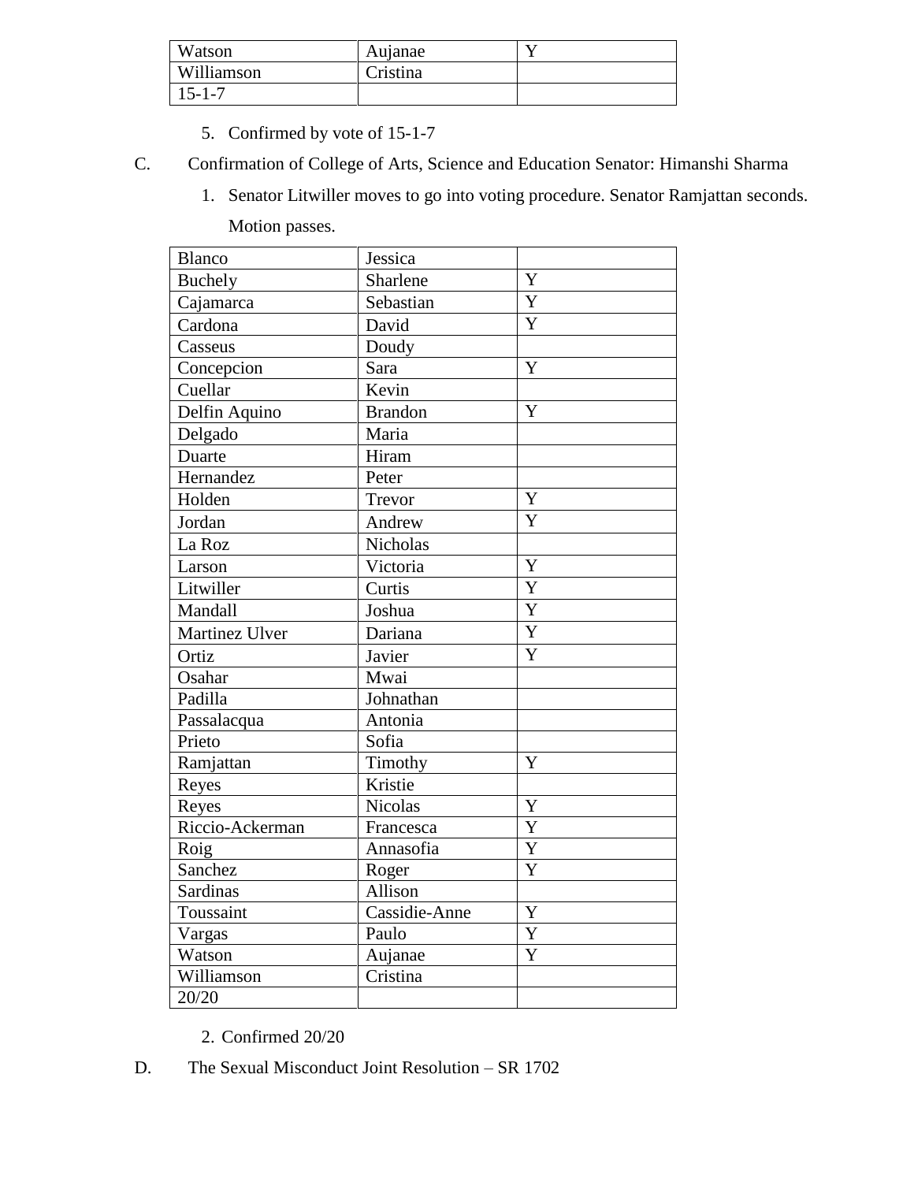| Watson | Aujanae | Y |
|---|---|---|
| Williamson | Cristina | |
| 15-1-7 | | |

5. Confirmed by vote of 15-1-7

C. Confirmation of College of Arts, Science and Education Senator: Himanshi Sharma

1. Senator Litwiller moves to go into voting procedure. Senator Ramjattan seconds. Motion passes.

| Blanco | Jessica | |
|---|---|---|
| Buchely | Sharlene | Y |
| Cajamarca | Sebastian | Y |
| Cardona | David | Y |
| Casseus | Doudy | |
| Concepcion | Sara | Y |
| Cuellar | Kevin | |
| Delfin Aquino | Brandon | Y |
| Delgado | Maria | |
| Duarte | Hiram | |
| Hernandez | Peter | |
| Holden | Trevor | Y |
| Jordan | Andrew | Y |
| La Roz | Nicholas | |
| Larson | Victoria | Y |
| Litwiller | Curtis | Y |
| Mandall | Joshua | Y |
| Martinez Ulver | Dariana | Y |
| Ortiz | Javier | Y |
| Osahar | Mwai | |
| Padilla | Johnathan | |
| Passalacqua | Antonia | |
| Prieto | Sofia | |
| Ramjattan | Timothy | Y |
| Reyes | Kristie | |
| Reyes | Nicolas | Y |
| Riccio-Ackerman | Francesca | Y |
| Roig | Annasofia | Y |
| Sanchez | Roger | Y |
| Sardinas | Allison | |
| Toussaint | Cassidie-Anne | Y |
| Vargas | Paulo | Y |
| Watson | Aujanae | Y |
| Williamson | Cristina | |
| 20/20 | | |

2. Confirmed 20/20

D. The Sexual Misconduct Joint Resolution – SR 1702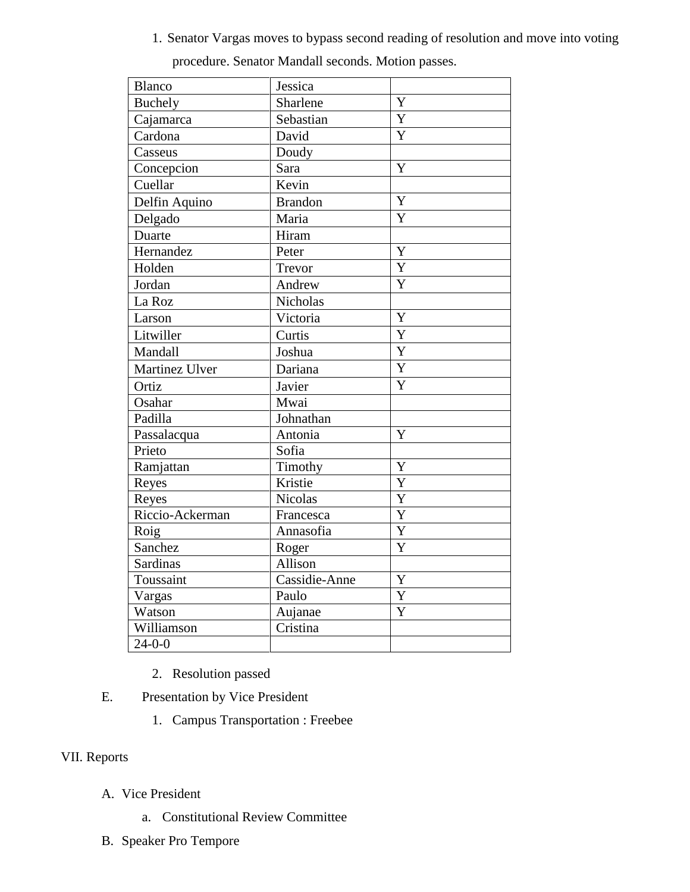1. Senator Vargas moves to bypass second reading of resolution and move into voting procedure. Senator Mandall seconds. Motion passes.

| Blanco | Jessica | |
|---|---|---|
| Buchely | Sharlene | Y |
| Cajamarca | Sebastian | Y |
| Cardona | David | Y |
| Casseus | Doudy | |
| Concepcion | Sara | Y |
| Cuellar | Kevin | |
| Delfin Aquino | Brandon | Y |
| Delgado | Maria | Y |
| Duarte | Hiram | |
| Hernandez | Peter | Y |
| Holden | Trevor | Y |
| Jordan | Andrew | Y |
| La Roz | Nicholas | |
| Larson | Victoria | Y |
| Litwiller | Curtis | Y |
| Mandall | Joshua | Y |
| Martinez Ulver | Dariana | Y |
| Ortiz | Javier | Y |
| Osahar | Mwai | |
| Padilla | Johnathan | |
| Passalacqua | Antonia | Y |
| Prieto | Sofia | |
| Ramjattan | Timothy | Y |
| Reyes | Kristie | Y |
| Reyes | Nicolas | Y |
| Riccio-Ackerman | Francesca | Y |
| Roig | Annasofia | Y |
| Sanchez | Roger | Y |
| Sardinas | Allison | |
| Toussaint | Cassidie-Anne | Y |
| Vargas | Paulo | Y |
| Watson | Aujanae | Y |
| Williamson | Cristina | |
| 24-0-0 | | |

2. Resolution passed

E. Presentation by Vice President

1. Campus Transportation : Freebee

VII. Reports

A. Vice President

a. Constitutional Review Committee

B. Speaker Pro Tempore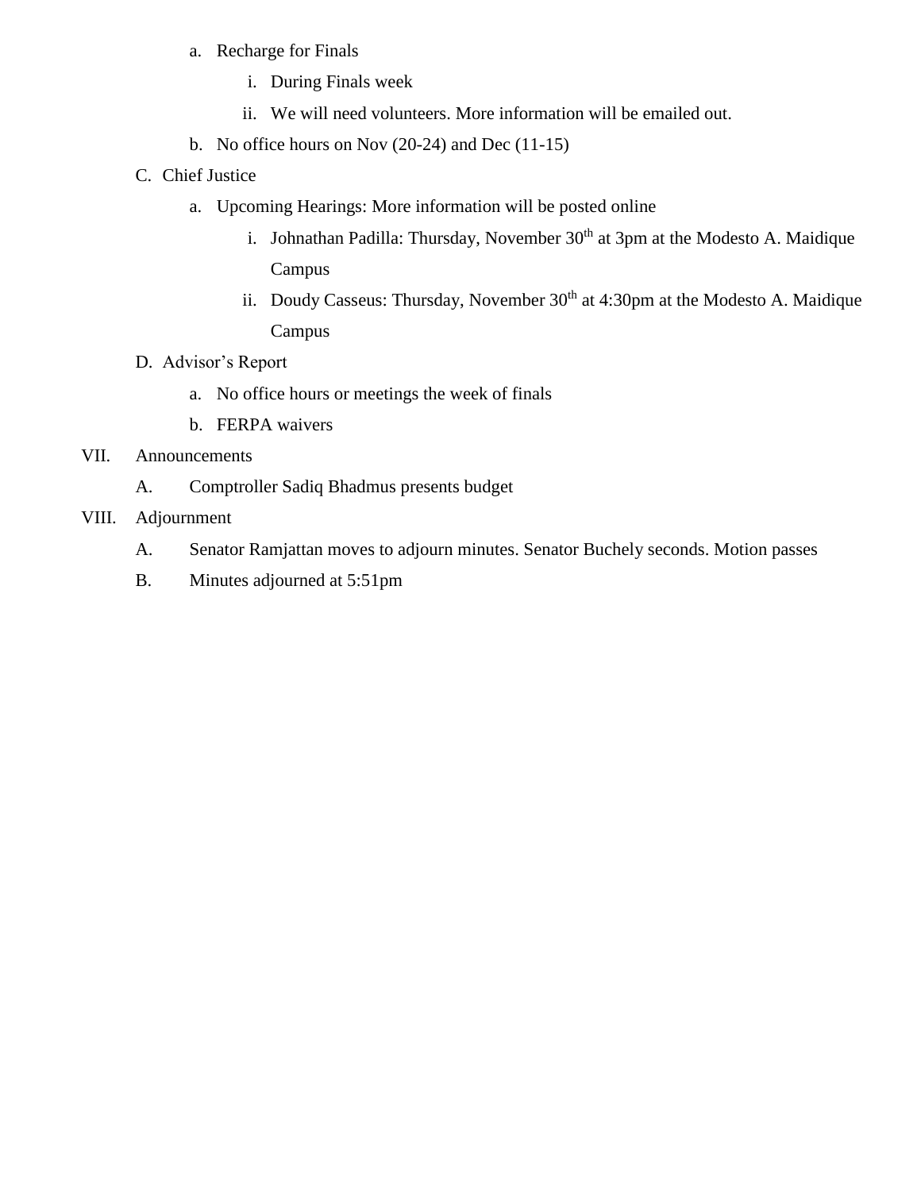a. Recharge for Finals
      i. During Finals week
      ii. We will need volunteers. More information will be emailed out.
   b. No office hours on Nov (20-24) and Dec (11-15)

C. Chief Justice
   a. Upcoming Hearings: More information will be posted online
      i. Johnathan Padilla: Thursday, November 30th at 3pm at the Modesto A. Maidique Campus
      ii. Doudy Casseus: Thursday, November 30th at 4:30pm at the Modesto A. Maidique Campus

D. Advisor's Report
   a. No office hours or meetings the week of finals
   b. FERPA waivers

VII. Announcements

   A. Comptroller Sadiq Bhadmus presents budget

VIII. Adjournment

   A. Senator Ramjattan moves to adjourn minutes. Senator Buchely seconds. Motion passes
   B. Minutes adjourned at 5:51pm